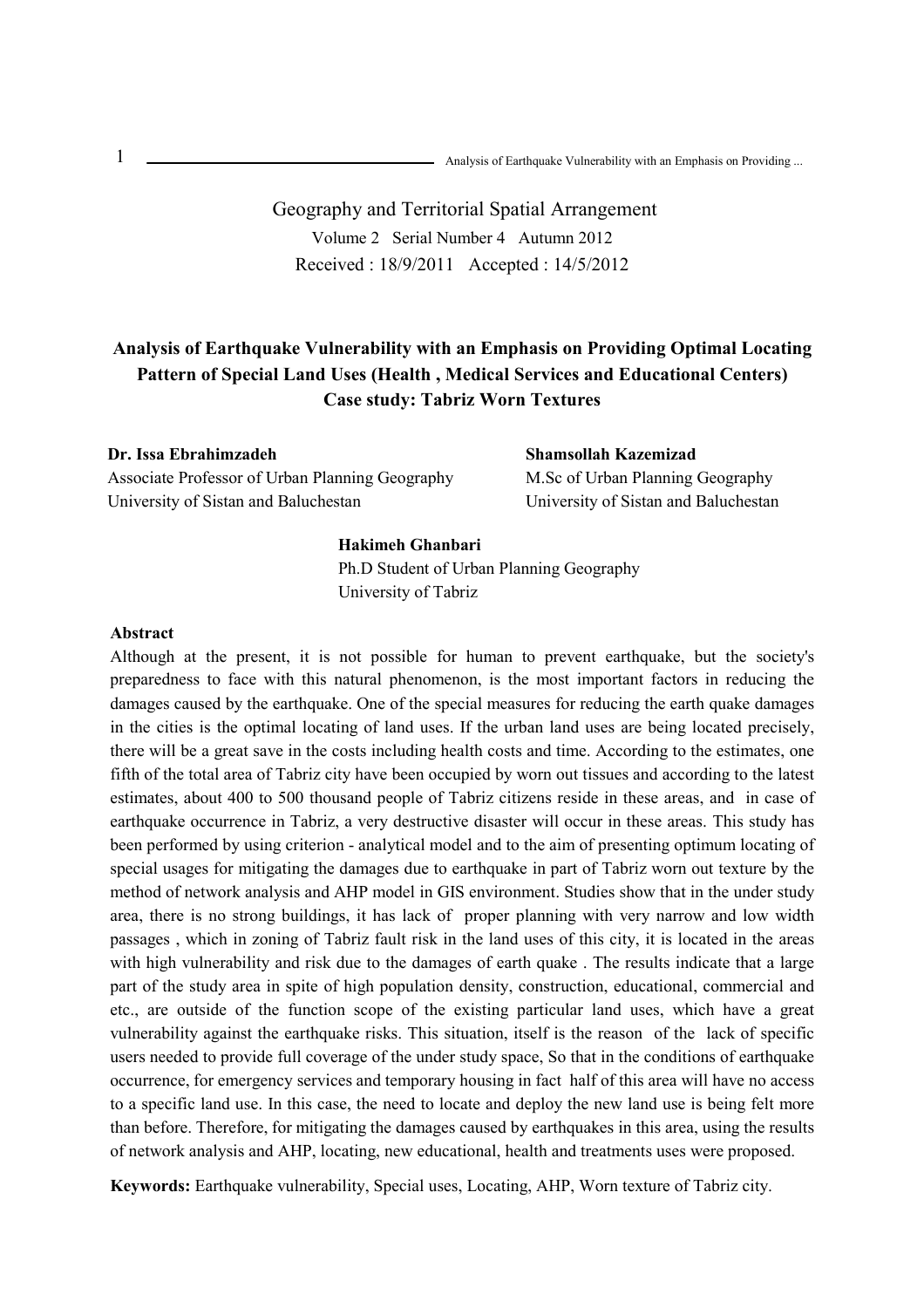Geography and Territorial Spatial Arrangement

Volume 2 Serial Number 4 Autumn 2012

Received : 18/9/2011 Accepted : 14/5/2012

# Analysis of Earthquake Vulnerability with an Emphasis on Providing Optimal Locating Pattern of Special Land Uses (Health , Medical Services and Educational Centers) Case study: Tabriz Worn Textures

**Dr. Issa Ebrahimzadeh**
Associate Professor of Urban Planning Geography
University of Sistan and Baluchestan

**Shamsollah Kazemizad**
M.Sc of Urban Planning Geography
University of Sistan and Baluchestan

**Hakimeh Ghanbari**
Ph.D Student of Urban Planning Geography
University of Tabriz

## Abstract

Although at the present, it is not possible for human to prevent earthquake, but the society's preparedness to face with this natural phenomenon, is the most important factors in reducing the damages caused by the earthquake. One of the special measures for reducing the earth quake damages in the cities is the optimal locating of land uses. If the urban land uses are being located precisely, there will be a great save in the costs including health costs and time. According to the estimates, one fifth of the total area of Tabriz city have been occupied by worn out tissues and according to the latest estimates, about 400 to 500 thousand people of Tabriz citizens reside in these areas, and in case of earthquake occurrence in Tabriz, a very destructive disaster will occur in these areas. This study has been performed by using criterion - analytical model and to the aim of presenting optimum locating of special usages for mitigating the damages due to earthquake in part of Tabriz worn out texture by the method of network analysis and AHP model in GIS environment. Studies show that in the under study area, there is no strong buildings, it has lack of proper planning with very narrow and low width passages , which in zoning of Tabriz fault risk in the land uses of this city, it is located in the areas with high vulnerability and risk due to the damages of earth quake . The results indicate that a large part of the study area in spite of high population density, construction, educational, commercial and etc., are outside of the function scope of the existing particular land uses, which have a great vulnerability against the earthquake risks. This situation, itself is the reason of the lack of specific users needed to provide full coverage of the under study space, So that in the conditions of earthquake occurrence, for emergency services and temporary housing in fact half of this area will have no access to a specific land use. In this case, the need to locate and deploy the new land use is being felt more than before. Therefore, for mitigating the damages caused by earthquakes in this area, using the results of network analysis and AHP, locating, new educational, health and treatments uses were proposed.

**Keywords:** Earthquake vulnerability, Special uses, Locating, AHP, Worn texture of Tabriz city.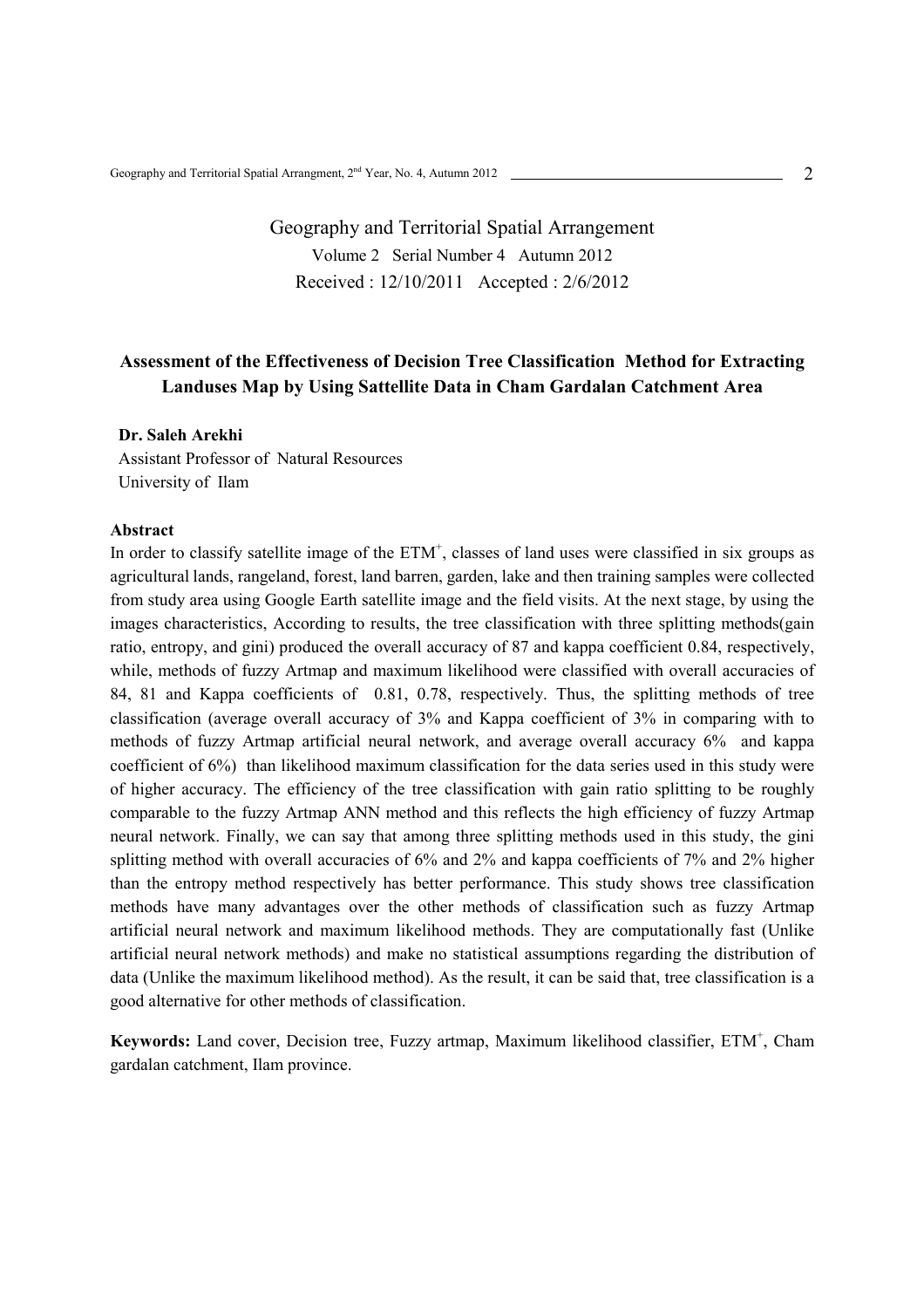Geography and Territorial Spatial Arrangement

Volume 2 Serial Number 4 Autumn 2012

Received : 12/10/2011 Accepted : 2/6/2012

## Assessment of the Effectiveness of Decision Tree Classification Method for Extracting Landuses Map by Using Sattellite Data in Cham Gardalan Catchment Area

**Dr. Saleh Arekhi**

Assistant Professor of Natural Resources

University of Ilam

### Abstract

In order to classify satellite image of the $ETM^+$, classes of land uses were classified in six groups as agricultural lands, rangeland, forest, land barren, garden, lake and then training samples were collected from study area using Google Earth satellite image and the field visits. At the next stage, by using the images characteristics, According to results, the tree classification with three splitting methods(gain ratio, entropy, and gini) produced the overall accuracy of 87 and kappa coefficient 0.84, respectively, while, methods of fuzzy Artmap and maximum likelihood were classified with overall accuracies of 84, 81 and Kappa coefficients of 0.81, 0.78, respectively. Thus, the splitting methods of tree classification (average overall accuracy of 3% and Kappa coefficient of 3% in comparing with to methods of fuzzy Artmap artificial neural network, and average overall accuracy 6% and kappa coefficient of 6%) than likelihood maximum classification for the data series used in this study were of higher accuracy. The efficiency of the tree classification with gain ratio splitting to be roughly comparable to the fuzzy Artmap ANN method and this reflects the high efficiency of fuzzy Artmap neural network. Finally, we can say that among three splitting methods used in this study, the gini splitting method with overall accuracies of 6% and 2% and kappa coefficients of 7% and 2% higher than the entropy method respectively has better performance. This study shows tree classification methods have many advantages over the other methods of classification such as fuzzy Artmap artificial neural network and maximum likelihood methods. They are computationally fast (Unlike artificial neural network methods) and make no statistical assumptions regarding the distribution of data (Unlike the maximum likelihood method). As the result, it can be said that, tree classification is a good alternative for other methods of classification.

**Keywords:** Land cover, Decision tree, Fuzzy artmap, Maximum likelihood classifier, $ETM^+$, Cham gardalan catchment, Ilam province.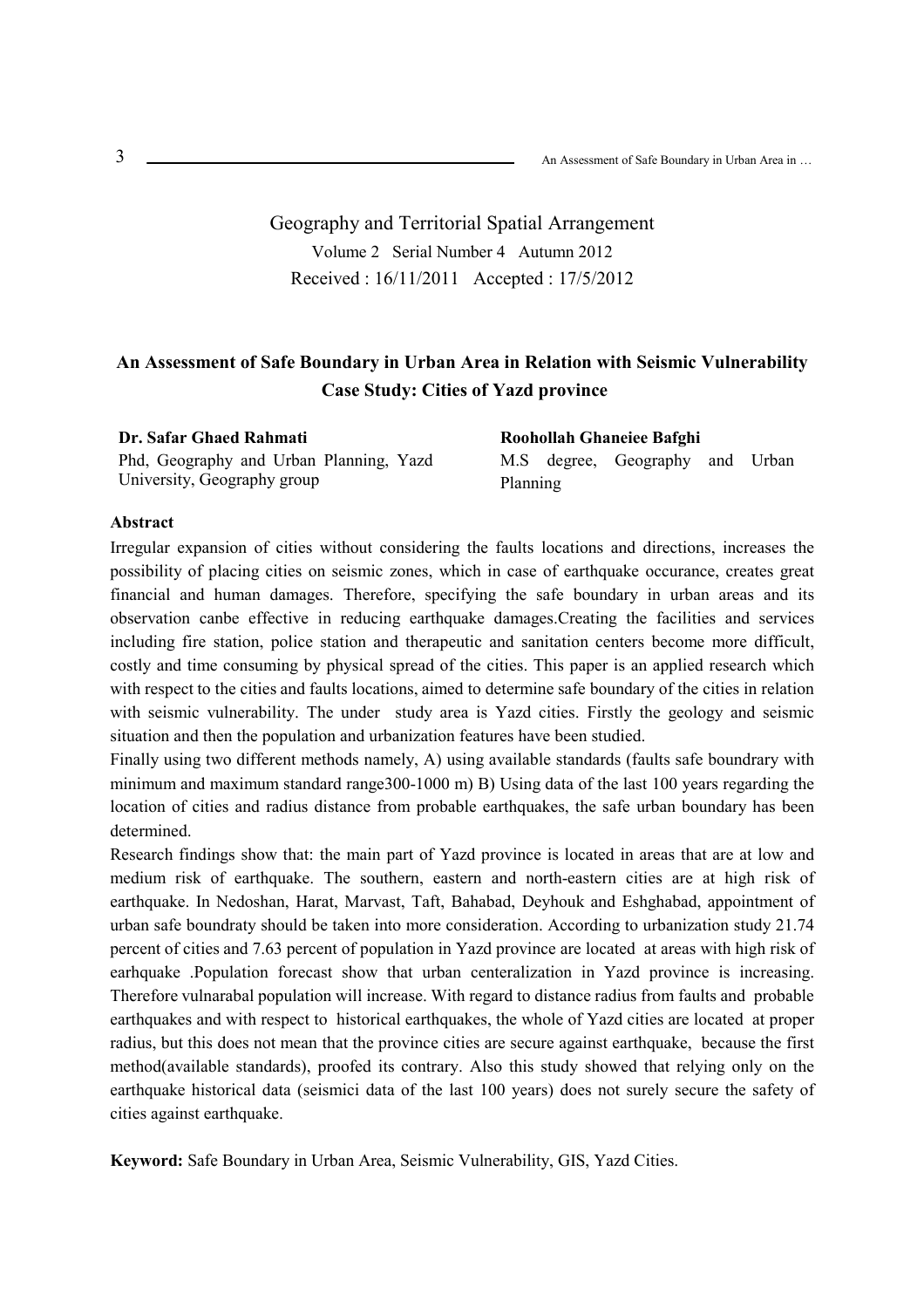Geography and Territorial Spatial Arrangement

Volume 2 Serial Number 4 Autumn 2012

Received : 16/11/2011 Accepted : 17/5/2012

# An Assessment of Safe Boundary in Urban Area in Relation with Seismic Vulnerability Case Study: Cities of Yazd province

**Dr. Safar Ghaed Rahmati**
Phd, Geography and Urban Planning, Yazd University, Geography group

**Roohollah Ghaneiee Bafghi**
M.S degree, Geography and Urban Planning

**Abstract**

Irregular expansion of cities without considering the faults locations and directions, increases the possibility of placing cities on seismic zones, which in case of earthquake occurance, creates great financial and human damages. Therefore, specifying the safe boundary in urban areas and its observation canbe effective in reducing earthquake damages.Creating the facilities and services including fire station, police station and therapeutic and sanitation centers become more difficult, costly and time consuming by physical spread of the cities. This paper is an applied research which with respect to the cities and faults locations, aimed to determine safe boundary of the cities in relation with seismic vulnerability. The under study area is Yazd cities. Firstly the geology and seismic situation and then the population and urbanization features have been studied.

Finally using two different methods namely, A) using available standards (faults safe boundrary with minimum and maximum standard range300-1000 m) B) Using data of the last 100 years regarding the location of cities and radius distance from probable earthquakes, the safe urban boundary has been determined.

Research findings show that: the main part of Yazd province is located in areas that are at low and medium risk of earthquake. The southern, eastern and north-eastern cities are at high risk of earthquake. In Nedoshan, Harat, Marvast, Taft, Bahabad, Deyhouk and Eshghabad, appointment of urban safe boundraty should be taken into more consideration. According to urbanization study 21.74 percent of cities and 7.63 percent of population in Yazd province are located at areas with high risk of earhquake .Population forecast show that urban centeralization in Yazd province is increasing. Therefore vulnarabal population will increase. With regard to distance radius from faults and probable earthquakes and with respect to historical earthquakes, the whole of Yazd cities are located at proper radius, but this does not mean that the province cities are secure against earthquake, because the first method(available standards), proofed its contrary. Also this study showed that relying only on the earthquake historical data (seismici data of the last 100 years) does not surely secure the safety of cities against earthquake.

**Keyword:** Safe Boundary in Urban Area, Seismic Vulnerability, GIS, Yazd Cities.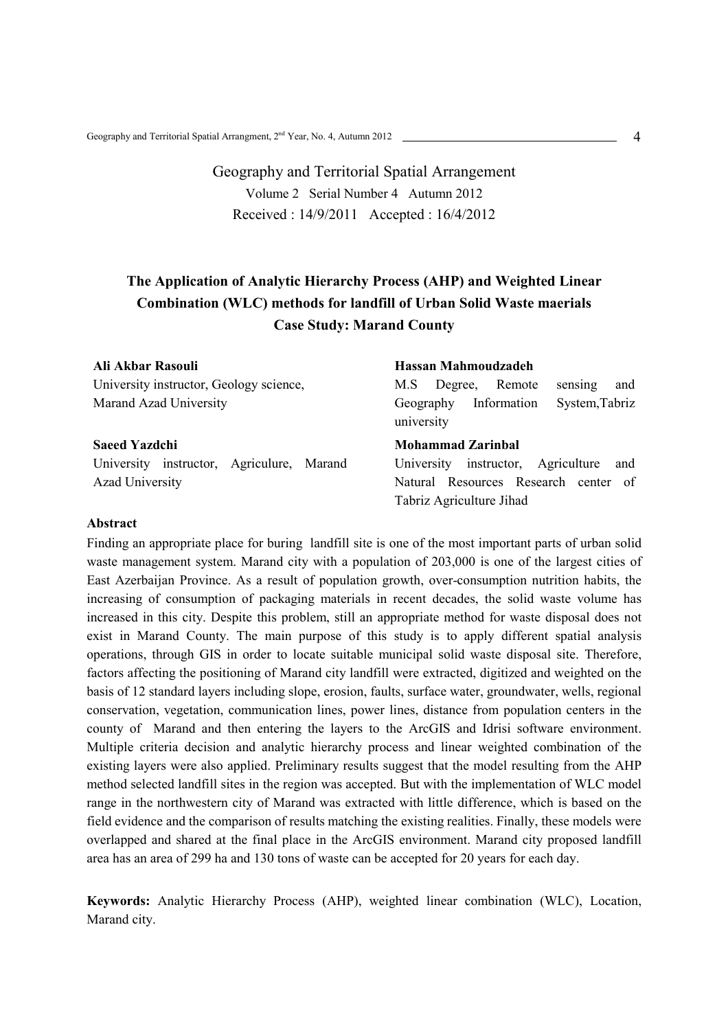Geography and Territorial Spatial Arrangement

Volume 2 Serial Number 4 Autumn 2012

Received : 14/9/2011 Accepted : 16/4/2012

# The Application of Analytic Hierarchy Process (AHP) and Weighted Linear Combination (WLC) methods for landfill of Urban Solid Waste maerials Case Study: Marand County

**Ali Akbar Rasouli**
University instructor, Geology science, Marand Azad University

**Hassan Mahmoudzadeh**
M.S Degree, Remote sensing and Geography Information System,Tabriz university

**Saeed Yazdchi**
University instructor, Agriculure, Marand Azad University

**Mohammad Zarinbal**
University instructor, Agriculture and Natural Resources Research center of Tabriz Agriculture Jihad

**Abstract**

Finding an appropriate place for buring landfill site is one of the most important parts of urban solid waste management system. Marand city with a population of 203,000 is one of the largest cities of East Azerbaijan Province. As a result of population growth, over-consumption nutrition habits, the increasing of consumption of packaging materials in recent decades, the solid waste volume has increased in this city. Despite this problem, still an appropriate method for waste disposal does not exist in Marand County. The main purpose of this study is to apply different spatial analysis operations, through GIS in order to locate suitable municipal solid waste disposal site. Therefore, factors affecting the positioning of Marand city landfill were extracted, digitized and weighted on the basis of 12 standard layers including slope, erosion, faults, surface water, groundwater, wells, regional conservation, vegetation, communication lines, power lines, distance from population centers in the county of Marand and then entering the layers to the ArcGIS and Idrisi software environment. Multiple criteria decision and analytic hierarchy process and linear weighted combination of the existing layers were also applied. Preliminary results suggest that the model resulting from the AHP method selected landfill sites in the region was accepted. But with the implementation of WLC model range in the northwestern city of Marand was extracted with little difference, which is based on the field evidence and the comparison of results matching the existing realities. Finally, these models were overlapped and shared at the final place in the ArcGIS environment. Marand city proposed landfill area has an area of 299 ha and 130 tons of waste can be accepted for 20 years for each day.

**Keywords:** Analytic Hierarchy Process (AHP), weighted linear combination (WLC), Location, Marand city.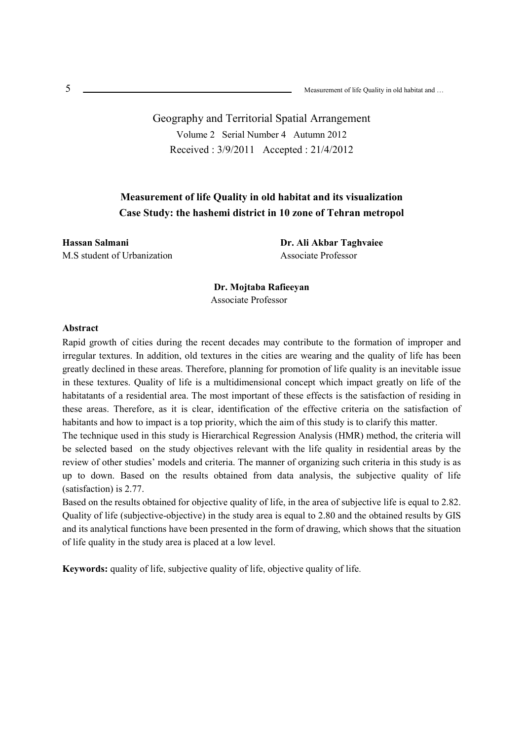Geography and Territorial Spatial Arrangement

Volume 2 Serial Number 4 Autumn 2012

Received : 3/9/2011 Accepted : 21/4/2012

**Measurement of life Quality in old habitat and its visualization**
**Case Study: the hashemi district in 10 zone of Tehran metropol**

**Hassan Salmani**
M.S student of Urbanization

**Dr. Ali Akbar Taghvaiee**
Associate Professor

**Dr. Mojtaba Rafieeyan**
Associate Professor

**Abstract**

Rapid growth of cities during the recent decades may contribute to the formation of improper and irregular textures. In addition, old textures in the cities are wearing and the quality of life has been greatly declined in these areas. Therefore, planning for promotion of life quality is an inevitable issue in these textures. Quality of life is a multidimensional concept which impact greatly on life of the habitatants of a residential area. The most important of these effects is the satisfaction of residing in these areas. Therefore, as it is clear, identification of the effective criteria on the satisfaction of habitants and how to impact is a top priority, which the aim of this study is to clarify this matter.

The technique used in this study is Hierarchical Regression Analysis (HMR) method, the criteria will be selected based on the study objectives relevant with the life quality in residential areas by the review of other studies' models and criteria. The manner of organizing such criteria in this study is as up to down. Based on the results obtained from data analysis, the subjective quality of life (satisfaction) is 2.77.

Based on the results obtained for objective quality of life, in the area of subjective life is equal to 2.82. Quality of life (subjective-objective) in the study area is equal to 2.80 and the obtained results by GIS and its analytical functions have been presented in the form of drawing, which shows that the situation of life quality in the study area is placed at a low level.

**Keywords:** quality of life, subjective quality of life, objective quality of life.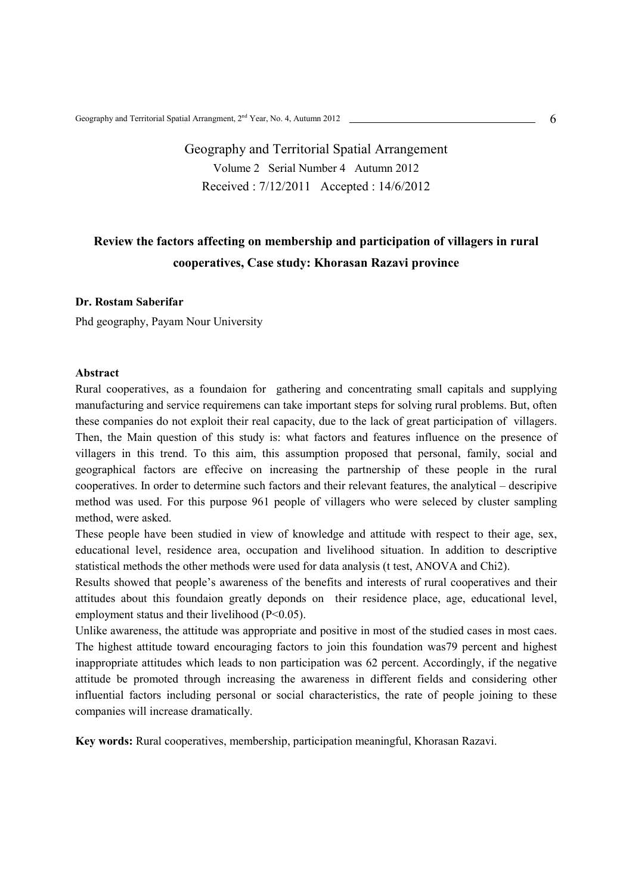Geography and Territorial Spatial Arrangement

Volume 2 Serial Number 4 Autumn 2012

Received : 7/12/2011 Accepted : 14/6/2012

# Review the factors affecting on membership and participation of villagers in rural cooperatives, Case study: Khorasan Razavi province

**Dr. Rostam Saberifar**

Phd geography, Payam Nour University

**Abstract**

Rural cooperatives, as a foundaion for gathering and concentrating small capitals and supplying manufacturing and service requiremens can take important steps for solving rural problems. But, often these companies do not exploit their real capacity, due to the lack of great participation of villagers. Then, the Main question of this study is: what factors and features influence on the presence of villagers in this trend. To this aim, this assumption proposed that personal, family, social and geographical factors are effecive on increasing the partnership of these people in the rural cooperatives. In order to determine such factors and their relevant features, the analytical – descripive method was used. For this purpose 961 people of villagers who were seleced by cluster sampling method, were asked.

These people have been studied in view of knowledge and attitude with respect to their age, sex, educational level, residence area, occupation and livelihood situation. In addition to descriptive statistical methods the other methods were used for data analysis (t test, ANOVA and Chi2).

Results showed that people's awareness of the benefits and interests of rural cooperatives and their attitudes about this foundaion greatly deponds on their residence place, age, educational level, employment status and their livelihood ($P<0.05$).

Unlike awareness, the attitude was appropriate and positive in most of the studied cases in most caes. The highest attitude toward encouraging factors to join this foundation was79 percent and highest inappropriate attitudes which leads to non participation was 62 percent. Accordingly, if the negative attitude be promoted through increasing the awareness in different fields and considering other influential factors including personal or social characteristics, the rate of people joining to these companies will increase dramatically.

**Key words:** Rural cooperatives, membership, participation meaningful, Khorasan Razavi.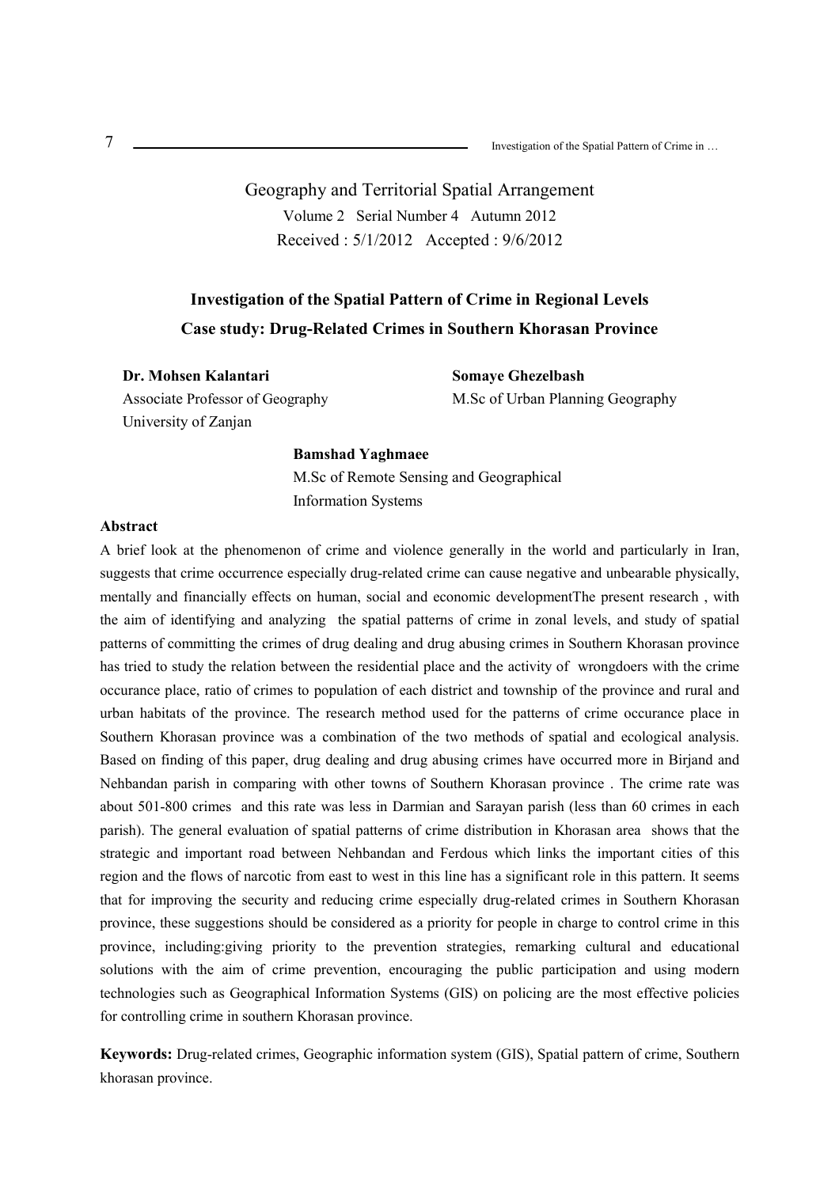Geography and Territorial Spatial Arrangement

Volume 2 Serial Number 4 Autumn 2012

Received : 5/1/2012 Accepted : 9/6/2012

# Investigation of the Spatial Pattern of Crime in Regional Levels
## Case study: Drug-Related Crimes in Southern Khorasan Province

**Dr. Mohsen Kalantari**
Associate Professor of Geography
University of Zanjan

**Somaye Ghezelbash**
M.Sc of Urban Planning Geography

**Bamshad Yaghmaee**
M.Sc of Remote Sensing and Geographical Information Systems

### Abstract

A brief look at the phenomenon of crime and violence generally in the world and particularly in Iran, suggests that crime occurrence especially drug-related crime can cause negative and unbearable physically, mentally and financially effects on human, social and economic developmentThe present research , with the aim of identifying and analyzing the spatial patterns of crime in zonal levels, and study of spatial patterns of committing the crimes of drug dealing and drug abusing crimes in Southern Khorasan province has tried to study the relation between the residential place and the activity of wrongdoers with the crime occurance place, ratio of crimes to population of each district and township of the province and rural and urban habitats of the province. The research method used for the patterns of crime occurance place in Southern Khorasan province was a combination of the two methods of spatial and ecological analysis. Based on finding of this paper, drug dealing and drug abusing crimes have occurred more in Birjand and Nehbandan parish in comparing with other towns of Southern Khorasan province . The crime rate was about 501-800 crimes and this rate was less in Darmian and Sarayan parish (less than 60 crimes in each parish). The general evaluation of spatial patterns of crime distribution in Khorasan area shows that the strategic and important road between Nehbandan and Ferdous which links the important cities of this region and the flows of narcotic from east to west in this line has a significant role in this pattern. It seems that for improving the security and reducing crime especially drug-related crimes in Southern Khorasan province, these suggestions should be considered as a priority for people in charge to control crime in this province, including:giving priority to the prevention strategies, remarking cultural and educational solutions with the aim of crime prevention, encouraging the public participation and using modern technologies such as Geographical Information Systems (GIS) on policing are the most effective policies for controlling crime in southern Khorasan province.

**Keywords:** Drug-related crimes, Geographic information system (GIS), Spatial pattern of crime, Southern khorasan province.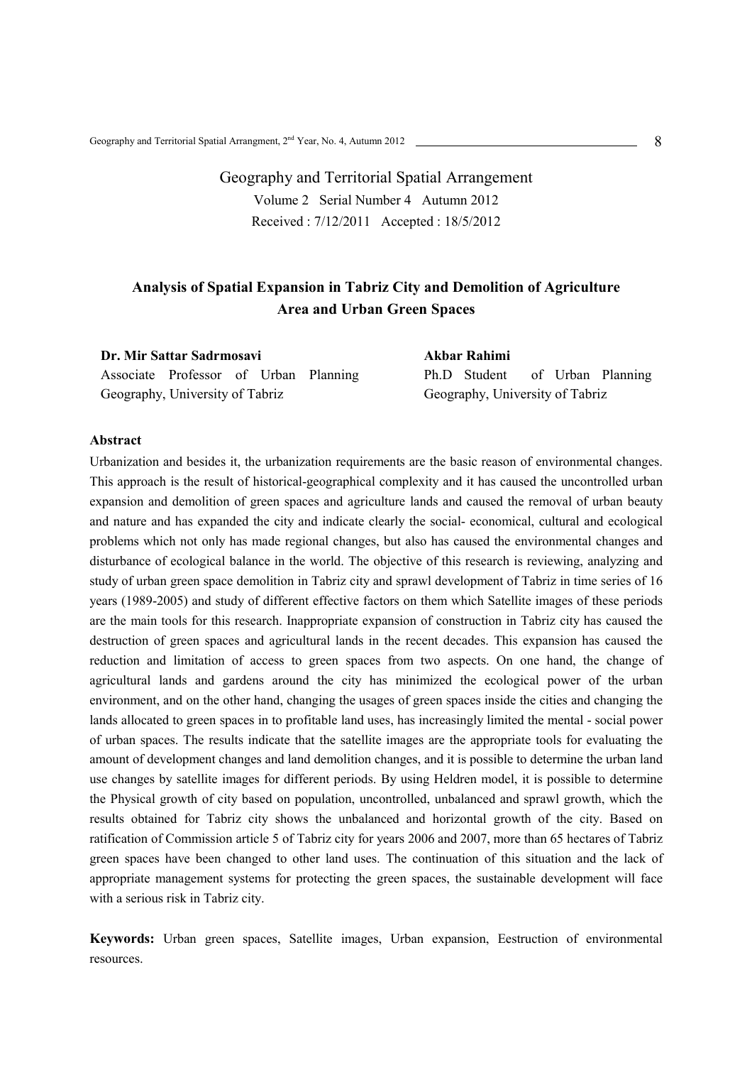Geography and Territorial Spatial Arrangement

Volume 2 Serial Number 4 Autumn 2012

Received : 7/12/2011 Accepted : 18/5/2012

# Analysis of Spatial Expansion in Tabriz City and Demolition of Agriculture Area and Urban Green Spaces

**Dr. Mir Sattar Sadrmosavi**
Associate Professor of Urban Planning Geography, University of Tabriz

**Akbar Rahimi**
Ph.D Student of Urban Planning Geography, University of Tabriz

## Abstract

Urbanization and besides it, the urbanization requirements are the basic reason of environmental changes. This approach is the result of historical-geographical complexity and it has caused the uncontrolled urban expansion and demolition of green spaces and agriculture lands and caused the removal of urban beauty and nature and has expanded the city and indicate clearly the social- economical, cultural and ecological problems which not only has made regional changes, but also has caused the environmental changes and disturbance of ecological balance in the world. The objective of this research is reviewing, analyzing and study of urban green space demolition in Tabriz city and sprawl development of Tabriz in time series of 16 years (1989-2005) and study of different effective factors on them which Satellite images of these periods are the main tools for this research. Inappropriate expansion of construction in Tabriz city has caused the destruction of green spaces and agricultural lands in the recent decades. This expansion has caused the reduction and limitation of access to green spaces from two aspects. On one hand, the change of agricultural lands and gardens around the city has minimized the ecological power of the urban environment, and on the other hand, changing the usages of green spaces inside the cities and changing the lands allocated to green spaces in to profitable land uses, has increasingly limited the mental - social power of urban spaces. The results indicate that the satellite images are the appropriate tools for evaluating the amount of development changes and land demolition changes, and it is possible to determine the urban land use changes by satellite images for different periods. By using Heldren model, it is possible to determine the Physical growth of city based on population, uncontrolled, unbalanced and sprawl growth, which the results obtained for Tabriz city shows the unbalanced and horizontal growth of the city. Based on ratification of Commission article 5 of Tabriz city for years 2006 and 2007, more than 65 hectares of Tabriz green spaces have been changed to other land uses. The continuation of this situation and the lack of appropriate management systems for protecting the green spaces, the sustainable development will face with a serious risk in Tabriz city.

**Keywords:** Urban green spaces, Satellite images, Urban expansion, Eestruction of environmental resources.